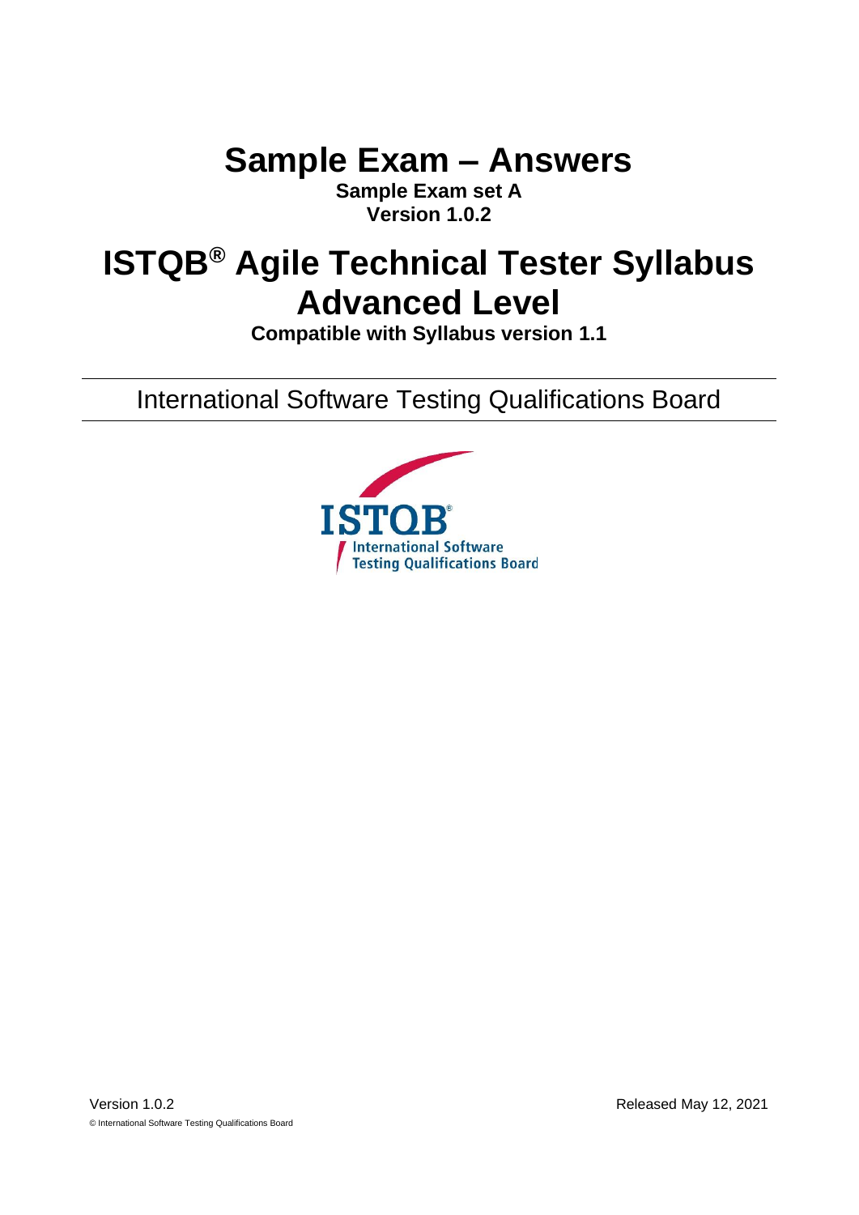# Sample Exam – Answers

**Sample Exam set A**
**Version 1.0.2**

# ISTQB® Agile Technical Tester Syllabus Advanced Level

**Compatible with Syllabus version 1.1**

International Software Testing Qualifications Board

Version 1.0.2

Released May 12, 2021

© International Software Testing Qualifications Board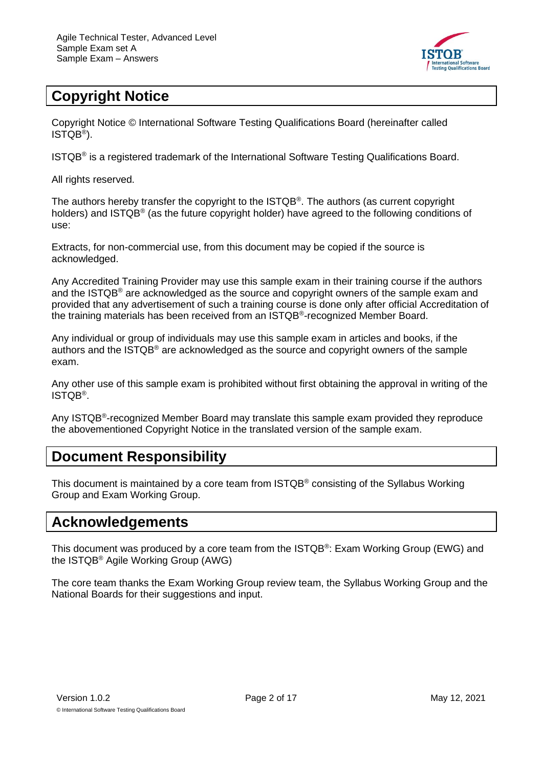# Copyright Notice

Copyright Notice © International Software Testing Qualifications Board (hereinafter called ISTQB®).

ISTQB® is a registered trademark of the International Software Testing Qualifications Board.

All rights reserved.

The authors hereby transfer the copyright to the ISTQB®. The authors (as current copyright holders) and ISTQB® (as the future copyright holder) have agreed to the following conditions of use:

Extracts, for non-commercial use, from this document may be copied if the source is acknowledged.

Any Accredited Training Provider may use this sample exam in their training course if the authors and the ISTQB® are acknowledged as the source and copyright owners of the sample exam and provided that any advertisement of such a training course is done only after official Accreditation of the training materials has been received from an ISTQB®-recognized Member Board.

Any individual or group of individuals may use this sample exam in articles and books, if the authors and the ISTQB® are acknowledged as the source and copyright owners of the sample exam.

Any other use of this sample exam is prohibited without first obtaining the approval in writing of the ISTQB®.

Any ISTQB®-recognized Member Board may translate this sample exam provided they reproduce the abovementioned Copyright Notice in the translated version of the sample exam.

# Document Responsibility

This document is maintained by a core team from ISTQB® consisting of the Syllabus Working Group and Exam Working Group.

# Acknowledgements

This document was produced by a core team from the ISTQB®: Exam Working Group (EWG) and the ISTQB® Agile Working Group (AWG)

The core team thanks the Exam Working Group review team, the Syllabus Working Group and the National Boards for their suggestions and input.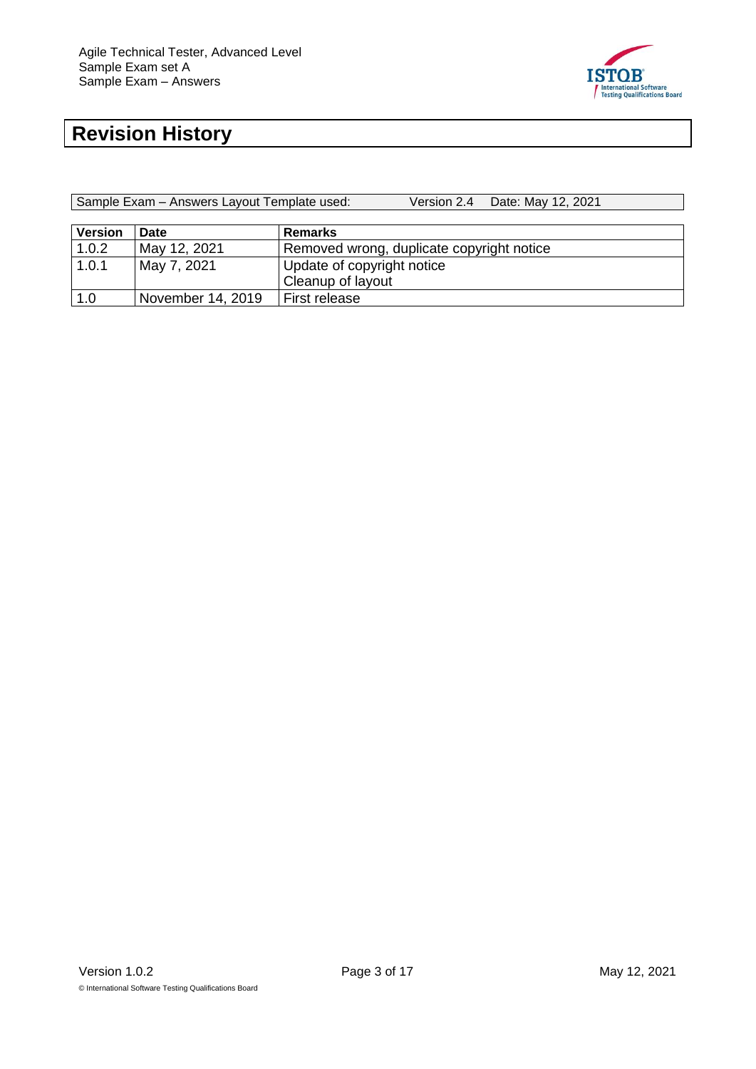# Revision History

| Sample Exam – Answers Layout Template used: | Version 2.4 | Date: May 12, 2021 |
|---|---|---|

| Version | Date | Remarks |
|---|---|---|
| 1.0.2 | May 12, 2021 | Removed wrong, duplicate copyright notice |
| 1.0.1 | May 7, 2021 | Update of copyright notice<br>Cleanup of layout |
| 1.0 | November 14, 2019 | First release |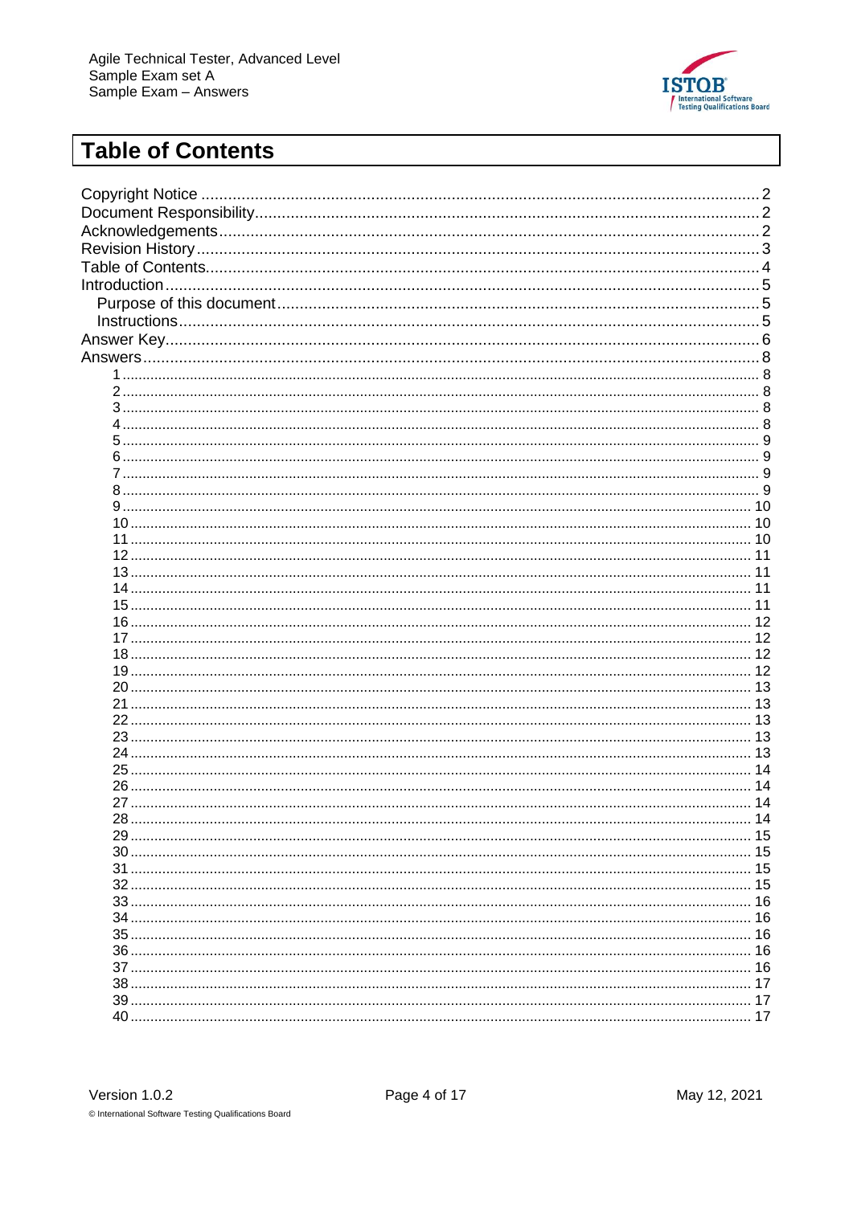# Table of Contents

Copyright Notice ..... 2
Document Responsibility ..... 2
Acknowledgements ..... 2
Revision History ..... 3
Table of Contents ..... 4
Introduction ..... 5
  Purpose of this document ..... 5
  Instructions ..... 5
Answer Key ..... 6
Answers ..... 8
  1 ..... 8
  2 ..... 8
  3 ..... 8
  4 ..... 8
  5 ..... 9
  6 ..... 9
  7 ..... 9
  8 ..... 9
  9 ..... 10
  10 ..... 10
  11 ..... 10
  12 ..... 11
  13 ..... 11
  14 ..... 11
  15 ..... 11
  16 ..... 12
  17 ..... 12
  18 ..... 12
  19 ..... 12
  20 ..... 13
  21 ..... 13
  22 ..... 13
  23 ..... 13
  24 ..... 13
  25 ..... 14
  26 ..... 14
  27 ..... 14
  28 ..... 14
  29 ..... 15
  30 ..... 15
  31 ..... 15
  32 ..... 15
  33 ..... 16
  34 ..... 16
  35 ..... 16
  36 ..... 16
  37 ..... 16
  38 ..... 17
  39 ..... 17
  40 ..... 17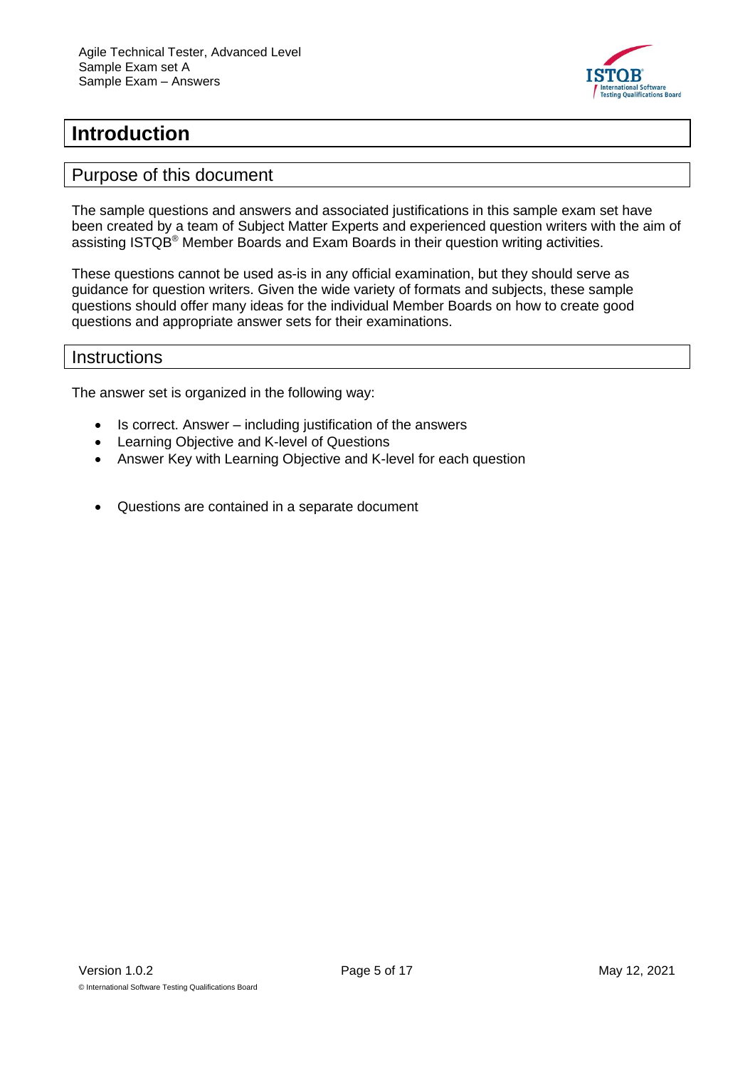# Introduction

## Purpose of this document

The sample questions and answers and associated justifications in this sample exam set have been created by a team of Subject Matter Experts and experienced question writers with the aim of assisting ISTQB® Member Boards and Exam Boards in their question writing activities.

These questions cannot be used as-is in any official examination, but they should serve as guidance for question writers. Given the wide variety of formats and subjects, these sample questions should offer many ideas for the individual Member Boards on how to create good questions and appropriate answer sets for their examinations.

## Instructions

The answer set is organized in the following way:

- Is correct. Answer – including justification of the answers
- Learning Objective and K-level of Questions
- Answer Key with Learning Objective and K-level for each question

- Questions are contained in a separate document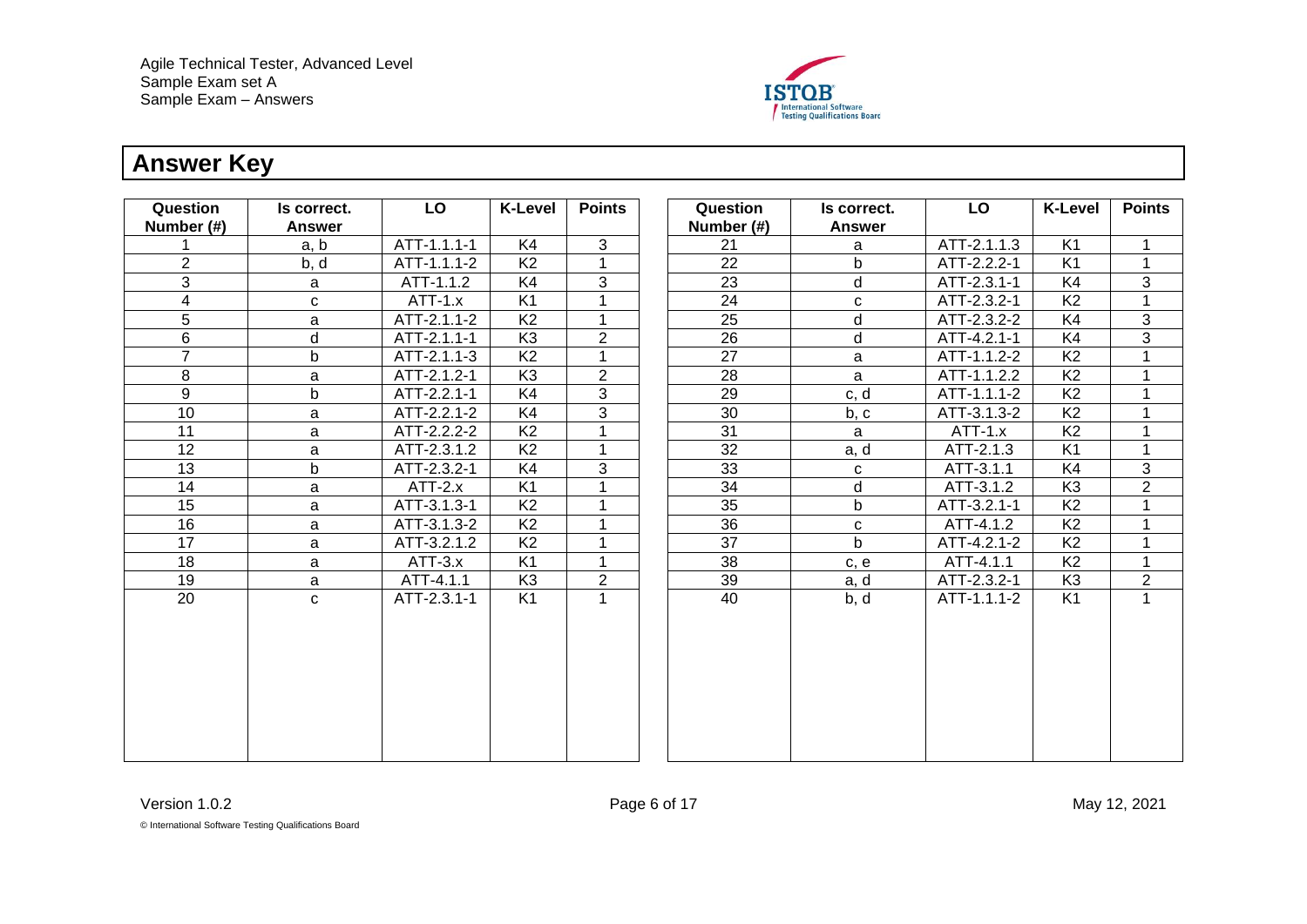# Answer Key

| Question Number (#) | Is correct. Answer | LO | K-Level | Points |
|---|---|---|---|---|
| 1 | a, b | ATT-1.1.1-1 | K4 | 3 |
| 2 | b, d | ATT-1.1.1-2 | K2 | 1 |
| 3 | a | ATT-1.1.2 | K4 | 3 |
| 4 | c | ATT-1.x | K1 | 1 |
| 5 | a | ATT-2.1.1-2 | K2 | 1 |
| 6 | d | ATT-2.1.1-1 | K3 | 2 |
| 7 | b | ATT-2.1.1-3 | K2 | 1 |
| 8 | a | ATT-2.1.2-1 | K3 | 2 |
| 9 | b | ATT-2.2.1-1 | K4 | 3 |
| 10 | a | ATT-2.2.1-2 | K4 | 3 |
| 11 | a | ATT-2.2.2-2 | K2 | 1 |
| 12 | a | ATT-2.3.1.2 | K2 | 1 |
| 13 | b | ATT-2.3.2-1 | K4 | 3 |
| 14 | a | ATT-2.x | K1 | 1 |
| 15 | a | ATT-3.1.3-1 | K2 | 1 |
| 16 | a | ATT-3.1.3-2 | K2 | 1 |
| 17 | a | ATT-3.2.1.2 | K2 | 1 |
| 18 | a | ATT-3.x | K1 | 1 |
| 19 | a | ATT-4.1.1 | K3 | 2 |
| 20 | c | ATT-2.3.1-1 | K1 | 1 |
| 21 | a | ATT-2.1.1.3 | K1 | 1 |
| 22 | b | ATT-2.2.2-1 | K1 | 1 |
| 23 | d | ATT-2.3.1-1 | K4 | 3 |
| 24 | c | ATT-2.3.2-1 | K2 | 1 |
| 25 | d | ATT-2.3.2-2 | K4 | 3 |
| 26 | d | ATT-4.2.1-1 | K4 | 3 |
| 27 | a | ATT-1.1.2-2 | K2 | 1 |
| 28 | a | ATT-1.1.2.2 | K2 | 1 |
| 29 | c, d | ATT-1.1.1-2 | K2 | 1 |
| 30 | b, c | ATT-3.1.3-2 | K2 | 1 |
| 31 | a | ATT-1.x | K2 | 1 |
| 32 | a, d | ATT-2.1.3 | K1 | 1 |
| 33 | c | ATT-3.1.1 | K4 | 3 |
| 34 | d | ATT-3.1.2 | K3 | 2 |
| 35 | b | ATT-3.2.1-1 | K2 | 1 |
| 36 | c | ATT-4.1.2 | K2 | 1 |
| 37 | b | ATT-4.2.1-2 | K2 | 1 |
| 38 | c, e | ATT-4.1.1 | K2 | 1 |
| 39 | a, d | ATT-2.3.2-1 | K3 | 2 |
| 40 | b, d | ATT-1.1.1-2 | K1 | 1 |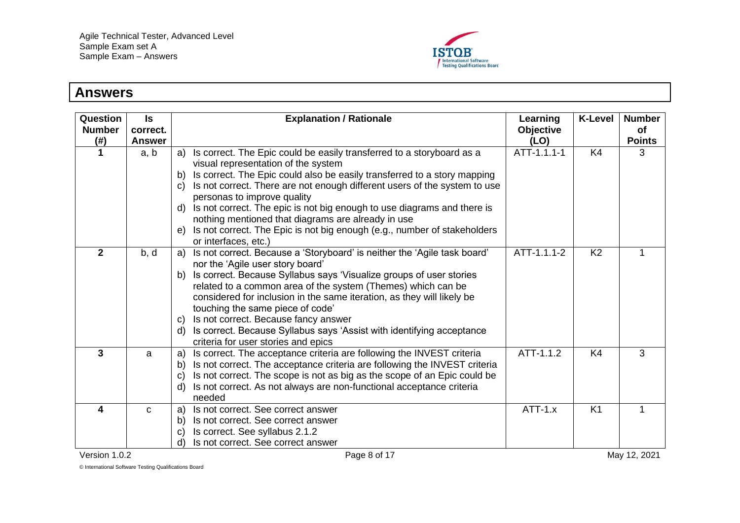# Answers

| Question Number (#) | Is correct. Answer | Explanation / Rationale | Learning Objective (LO) | K-Level | Number of Points |
|---|---|---|---|---|---|
| 1 | a, b | a) Is correct. The Epic could be easily transferred to a storyboard as a visual representation of the system<br>b) Is correct. The Epic could also be easily transferred to a story mapping<br>c) Is not correct. There are not enough different users of the system to use personas to improve quality<br>d) Is not correct. The epic is not big enough to use diagrams and there is nothing mentioned that diagrams are already in use<br>e) Is not correct. The Epic is not big enough (e.g., number of stakeholders or interfaces, etc.) | ATT-1.1.1-1 | K4 | 3 |
| 2 | b, d | a) Is not correct. Because a 'Storyboard' is neither the 'Agile task board' nor the 'Agile user story board'<br>b) Is correct. Because Syllabus says 'Visualize groups of user stories related to a common area of the system (Themes) which can be considered for inclusion in the same iteration, as they will likely be touching the same piece of code'<br>c) Is not correct. Because fancy answer<br>d) Is correct. Because Syllabus says 'Assist with identifying acceptance criteria for user stories and epics | ATT-1.1.1-2 | K2 | 1 |
| 3 | a | a) Is correct. The acceptance criteria are following the INVEST criteria<br>b) Is not correct. The acceptance criteria are following the INVEST criteria<br>c) Is not correct. The scope is not as big as the scope of an Epic could be<br>d) Is not correct. As not always are non-functional acceptance criteria needed | ATT-1.1.2 | K4 | 3 |
| 4 | c | a) Is not correct. See correct answer<br>b) Is not correct. See correct answer<br>c) Is correct. See syllabus 2.1.2<br>d) Is not correct. See correct answer | ATT-1.x | K1 | 1 |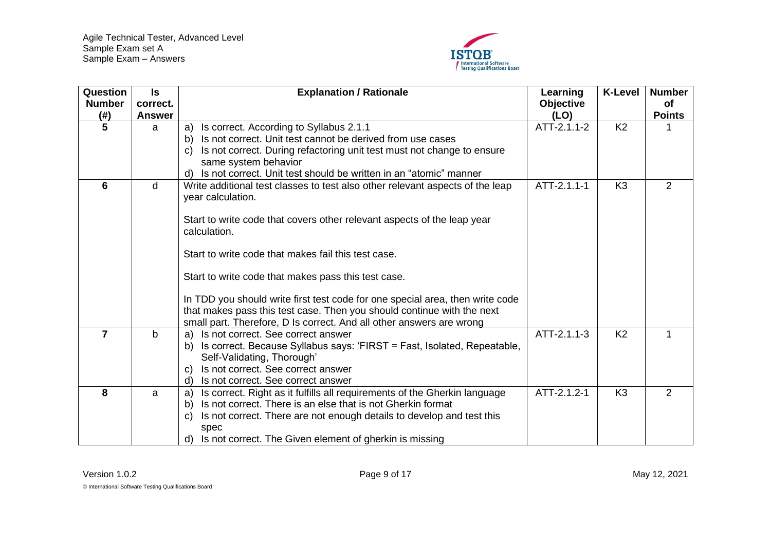| Question Number (#) | Is correct. Answer | Explanation / Rationale | Learning Objective (LO) | K-Level | Number of Points |
|---|---|---|---|---|---|
| 5 | a | a) Is correct. According to Syllabus 2.1.1<br>b) Is not correct. Unit test cannot be derived from use cases<br>c) Is not correct. During refactoring unit test must not change to ensure same system behavior<br>d) Is not correct. Unit test should be written in an "atomic" manner | ATT-2.1.1-2 | K2 | 1 |
| 6 | d | Write additional test classes to test also other relevant aspects of the leap year calculation.<br><br>Start to write code that covers other relevant aspects of the leap year calculation.<br><br>Start to write code that makes fail this test case.<br><br>Start to write code that makes pass this test case.<br><br>In TDD you should write first test code for one special area, then write code that makes pass this test case. Then you should continue with the next small part. Therefore, D Is correct. And all other answers are wrong | ATT-2.1.1-1 | K3 | 2 |
| 7 | b | a) Is not correct. See correct answer<br>b) Is correct. Because Syllabus says: 'FIRST = Fast, Isolated, Repeatable, Self-Validating, Thorough'<br>c) Is not correct. See correct answer<br>d) Is not correct. See correct answer | ATT-2.1.1-3 | K2 | 1 |
| 8 | a | a) Is correct. Right as it fulfills all requirements of the Gherkin language<br>b) Is not correct. There is an else that is not Gherkin format<br>c) Is not correct. There are not enough details to develop and test this spec<br>d) Is not correct. The Given element of gherkin is missing | ATT-2.1.2-1 | K3 | 2 |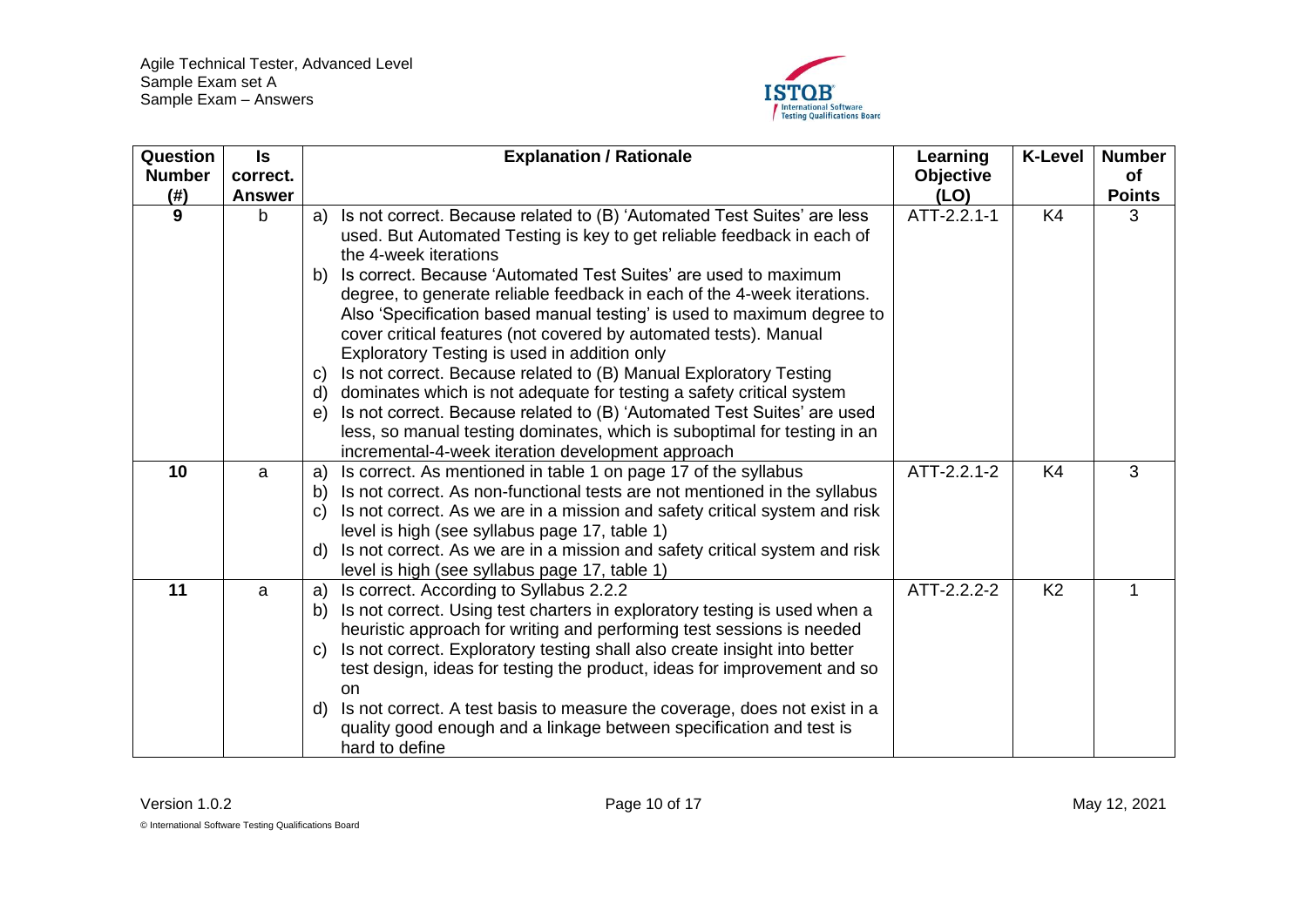| Question Number (#) | Is correct. Answer | Explanation / Rationale | Learning Objective (LO) | K-Level | Number of Points |
|---|---|---|---|---|---|
| **9** | b | a) Is not correct. Because related to (B) 'Automated Test Suites' are less used. But Automated Testing is key to get reliable feedback in each of the 4-week iterations<br>b) Is correct. Because 'Automated Test Suites' are used to maximum degree, to generate reliable feedback in each of the 4-week iterations. Also 'Specification based manual testing' is used to maximum degree to cover critical features (not covered by automated tests). Manual Exploratory Testing is used in addition only<br>c) Is not correct. Because related to (B) Manual Exploratory Testing<br>d) dominates which is not adequate for testing a safety critical system<br>e) Is not correct. Because related to (B) 'Automated Test Suites' are used less, so manual testing dominates, which is suboptimal for testing in an incremental-4-week iteration development approach | ATT-2.2.1-1 | K4 | 3 |
| **10** | a | a) Is correct. As mentioned in table 1 on page 17 of the syllabus<br>b) Is not correct. As non-functional tests are not mentioned in the syllabus<br>c) Is not correct. As we are in a mission and safety critical system and risk level is high (see syllabus page 17, table 1)<br>d) Is not correct. As we are in a mission and safety critical system and risk level is high (see syllabus page 17, table 1) | ATT-2.2.1-2 | K4 | 3 |
| **11** | a | a) Is correct. According to Syllabus 2.2.2<br>b) Is not correct. Using test charters in exploratory testing is used when a heuristic approach for writing and performing test sessions is needed<br>c) Is not correct. Exploratory testing shall also create insight into better test design, ideas for testing the product, ideas for improvement and so on<br>d) Is not correct. A test basis to measure the coverage, does not exist in a quality good enough and a linkage between specification and test is hard to define | ATT-2.2.2-2 | K2 | 1 |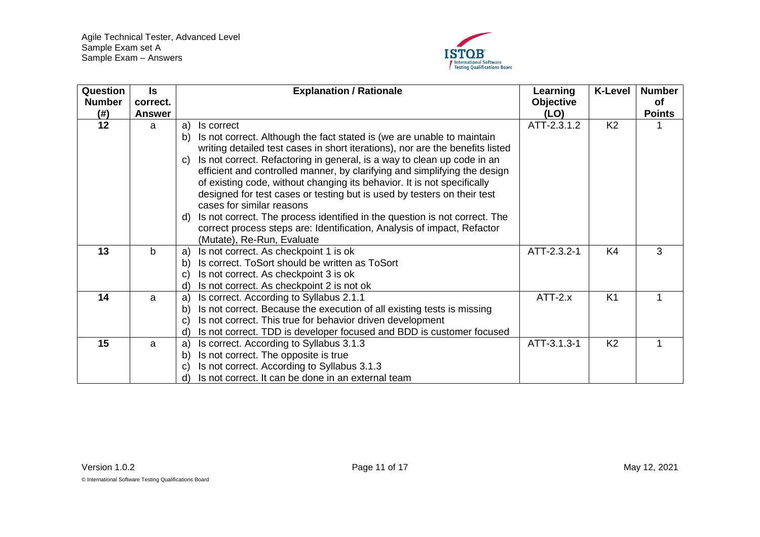| Question Number (#) | Is correct. Answer | Explanation / Rationale | Learning Objective (LO) | K-Level | Number of Points |
|---|---|---|---|---|---|
| 12 | a | a) Is correct<br>b) Is not correct. Although the fact stated is (we are unable to maintain writing detailed test cases in short iterations), nor are the benefits listed<br>c) Is not correct. Refactoring in general, is a way to clean up code in an efficient and controlled manner, by clarifying and simplifying the design of existing code, without changing its behavior. It is not specifically designed for test cases or testing but is used by testers on their test cases for similar reasons<br>d) Is not correct. The process identified in the question is not correct. The correct process steps are: Identification, Analysis of impact, Refactor (Mutate), Re-Run, Evaluate | ATT-2.3.1.2 | K2 | 1 |
| 13 | b | a) Is not correct. As checkpoint 1 is ok<br>b) Is correct. ToSort should be written as ToSort<br>c) Is not correct. As checkpoint 3 is ok<br>d) Is not correct. As checkpoint 2 is not ok | ATT-2.3.2-1 | K4 | 3 |
| 14 | a | a) Is correct. According to Syllabus 2.1.1<br>b) Is not correct. Because the execution of all existing tests is missing<br>c) Is not correct. This true for behavior driven development<br>d) Is not correct. TDD is developer focused and BDD is customer focused | ATT-2.x | K1 | 1 |
| 15 | a | a) Is correct. According to Syllabus 3.1.3<br>b) Is not correct. The opposite is true<br>c) Is not correct. According to Syllabus 3.1.3<br>d) Is not correct. It can be done in an external team | ATT-3.1.3-1 | K2 | 1 |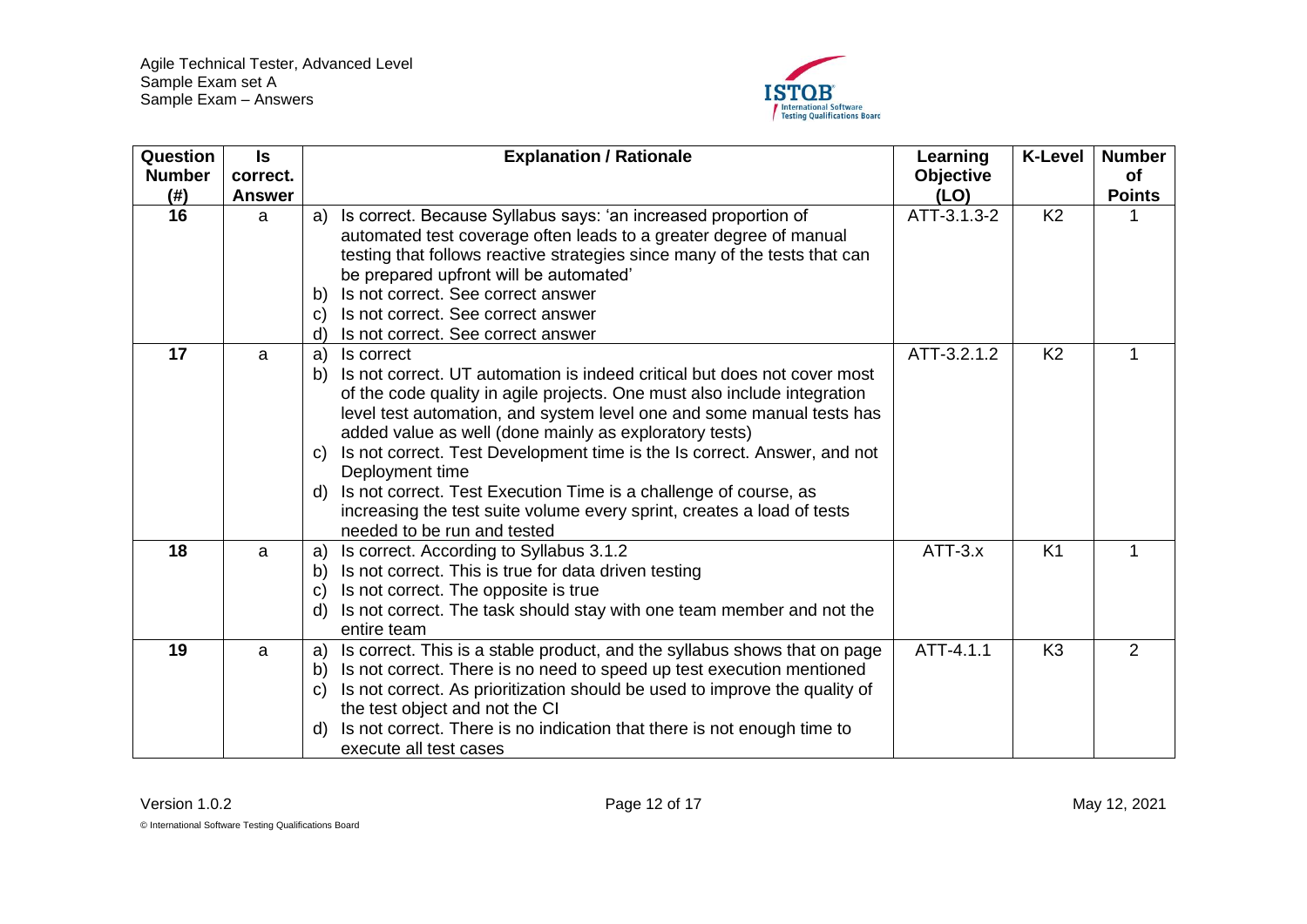| Question Number (#) | Is correct. Answer | Explanation / Rationale | Learning Objective (LO) | K-Level | Number of Points |
|---|---|---|---|---|---|
| 16 | a | a) Is correct. Because Syllabus says: 'an increased proportion of automated test coverage often leads to a greater degree of manual testing that follows reactive strategies since many of the tests that can be prepared upfront will be automated'<br>b) Is not correct. See correct answer<br>c) Is not correct. See correct answer<br>d) Is not correct. See correct answer | ATT-3.1.3-2 | K2 | 1 |
| 17 | a | a) Is correct<br>b) Is not correct. UT automation is indeed critical but does not cover most of the code quality in agile projects. One must also include integration level test automation, and system level one and some manual tests has added value as well (done mainly as exploratory tests)<br>c) Is not correct. Test Development time is the Is correct. Answer, and not Deployment time<br>d) Is not correct. Test Execution Time is a challenge of course, as increasing the test suite volume every sprint, creates a load of tests needed to be run and tested | ATT-3.2.1.2 | K2 | 1 |
| 18 | a | a) Is correct. According to Syllabus 3.1.2<br>b) Is not correct. This is true for data driven testing<br>c) Is not correct. The opposite is true<br>d) Is not correct. The task should stay with one team member and not the entire team | ATT-3.x | K1 | 1 |
| 19 | a | a) Is correct. This is a stable product, and the syllabus shows that on page<br>b) Is not correct. There is no need to speed up test execution mentioned<br>c) Is not correct. As prioritization should be used to improve the quality of the test object and not the CI<br>d) Is not correct. There is no indication that there is not enough time to execute all test cases | ATT-4.1.1 | K3 | 2 |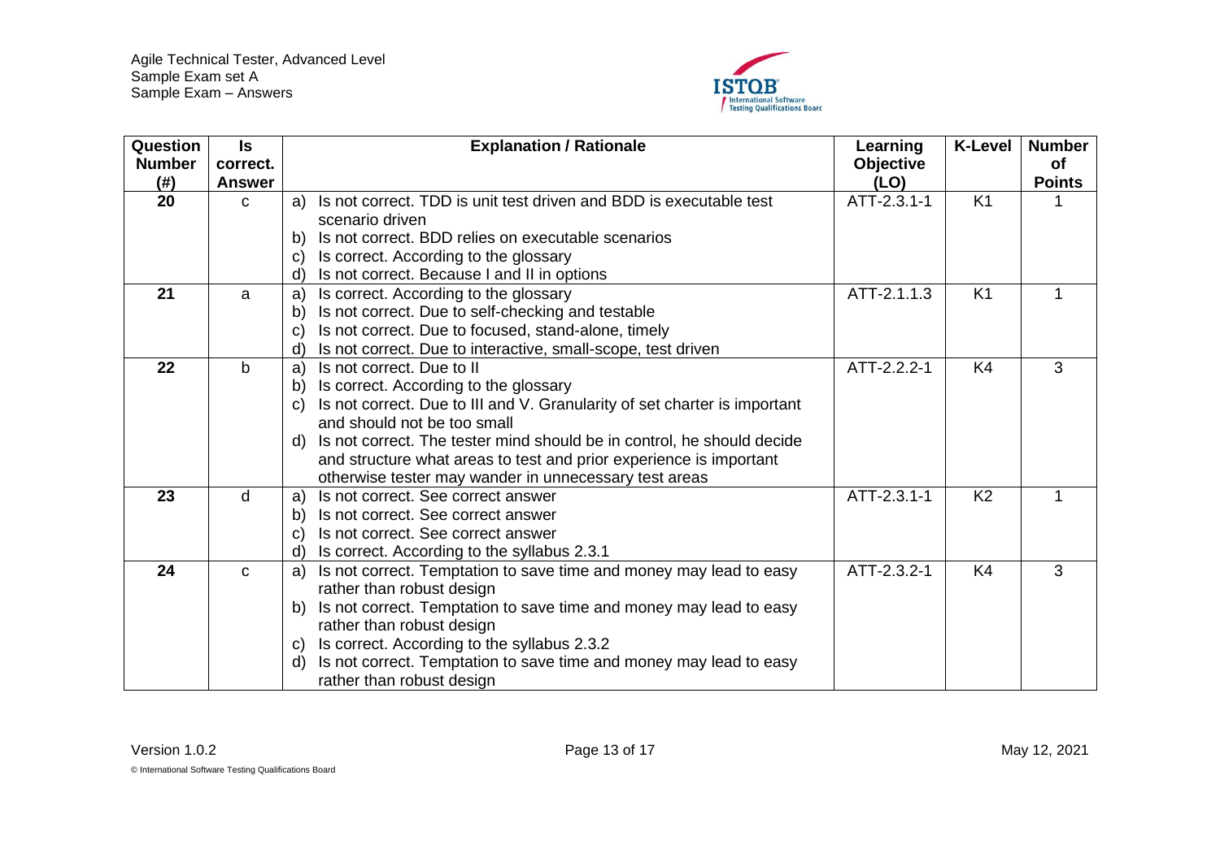| Question Number (#) | Is correct. Answer | Explanation / Rationale | Learning Objective (LO) | K-Level | Number of Points |
|---|---|---|---|---|---|
| 20 | c | a) Is not correct. TDD is unit test driven and BDD is executable test scenario driven<br>b) Is not correct. BDD relies on executable scenarios<br>c) Is correct. According to the glossary<br>d) Is not correct. Because I and II in options | ATT-2.3.1-1 | K1 | 1 |
| 21 | a | a) Is correct. According to the glossary<br>b) Is not correct. Due to self-checking and testable<br>c) Is not correct. Due to focused, stand-alone, timely<br>d) Is not correct. Due to interactive, small-scope, test driven | ATT-2.1.1.3 | K1 | 1 |
| 22 | b | a) Is not correct. Due to II<br>b) Is correct. According to the glossary<br>c) Is not correct. Due to III and V. Granularity of set charter is important and should not be too small<br>d) Is not correct. The tester mind should be in control, he should decide and structure what areas to test and prior experience is important otherwise tester may wander in unnecessary test areas | ATT-2.2.2-1 | K4 | 3 |
| 23 | d | a) Is not correct. See correct answer<br>b) Is not correct. See correct answer<br>c) Is not correct. See correct answer<br>d) Is correct. According to the syllabus 2.3.1 | ATT-2.3.1-1 | K2 | 1 |
| 24 | c | a) Is not correct. Temptation to save time and money may lead to easy rather than robust design<br>b) Is not correct. Temptation to save time and money may lead to easy rather than robust design<br>c) Is correct. According to the syllabus 2.3.2<br>d) Is not correct. Temptation to save time and money may lead to easy rather than robust design | ATT-2.3.2-1 | K4 | 3 |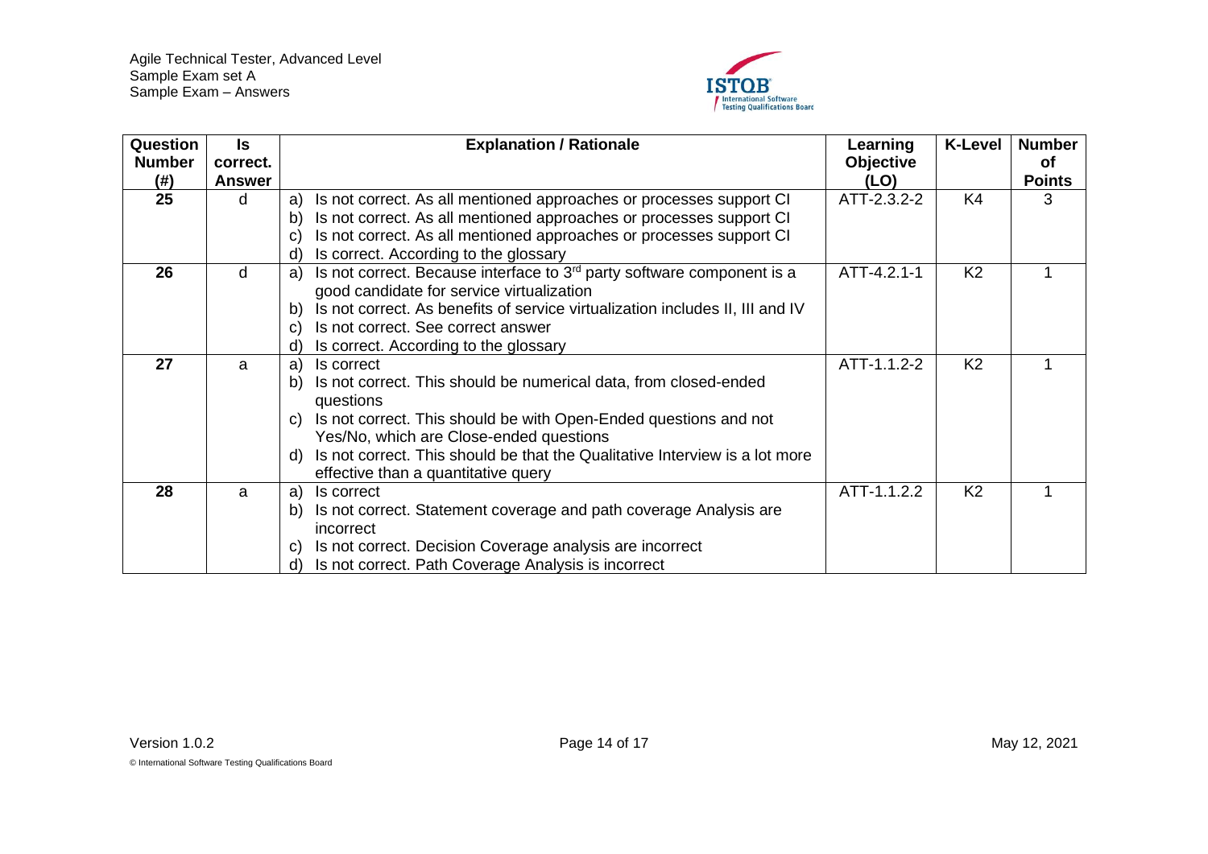| Question Number (#) | Is correct. Answer | Explanation / Rationale | Learning Objective (LO) | K-Level | Number of Points |
|---|---|---|---|---|---|
| **25** | d | a) Is not correct. As all mentioned approaches or processes support CI<br>b) Is not correct. As all mentioned approaches or processes support CI<br>c) Is not correct. As all mentioned approaches or processes support CI<br>d) Is correct. According to the glossary | ATT-2.3.2-2 | K4 | 3 |
| **26** | d | a) Is not correct. Because interface to 3rd party software component is a good candidate for service virtualization<br>b) Is not correct. As benefits of service virtualization includes II, III and IV<br>c) Is not correct. See correct answer<br>d) Is correct. According to the glossary | ATT-4.2.1-1 | K2 | 1 |
| **27** | a | a) Is correct<br>b) Is not correct. This should be numerical data, from closed-ended questions<br>c) Is not correct. This should be with Open-Ended questions and not Yes/No, which are Close-ended questions<br>d) Is not correct. This should be that the Qualitative Interview is a lot more effective than a quantitative query | ATT-1.1.2-2 | K2 | 1 |
| **28** | a | a) Is correct<br>b) Is not correct. Statement coverage and path coverage Analysis are incorrect<br>c) Is not correct. Decision Coverage analysis are incorrect<br>d) Is not correct. Path Coverage Analysis is incorrect | ATT-1.1.2.2 | K2 | 1 |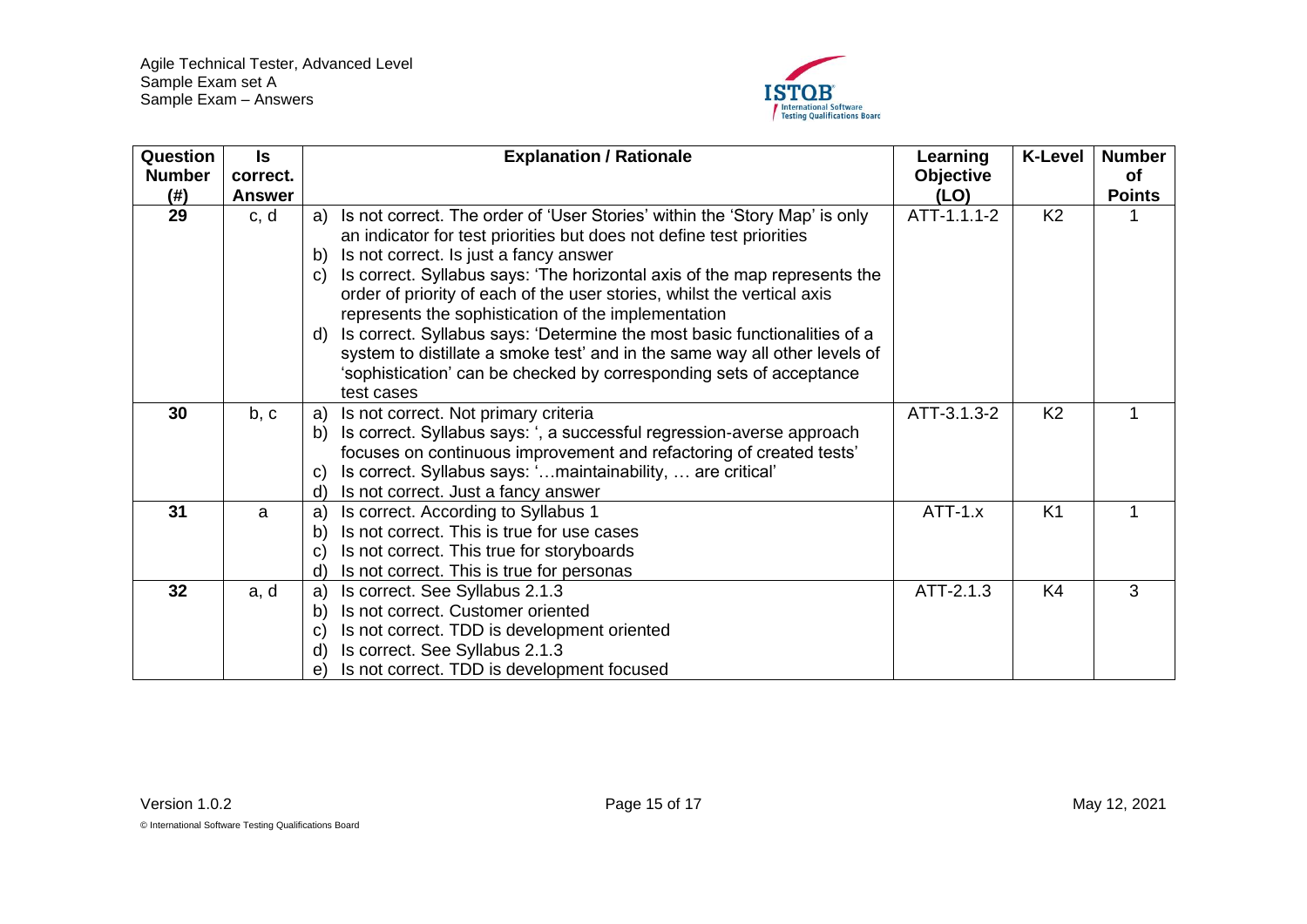| Question Number (#) | Is correct. Answer | Explanation / Rationale | Learning Objective (LO) | K-Level | Number of Points |
|---|---|---|---|---|---|
| **29** | c, d | a) Is not correct. The order of 'User Stories' within the 'Story Map' is only an indicator for test priorities but does not define test priorities<br>b) Is not correct. Is just a fancy answer<br>c) Is correct. Syllabus says: 'The horizontal axis of the map represents the order of priority of each of the user stories, whilst the vertical axis represents the sophistication of the implementation<br>d) Is correct. Syllabus says: 'Determine the most basic functionalities of a system to distillate a smoke test' and in the same way all other levels of 'sophistication' can be checked by corresponding sets of acceptance test cases | ATT-1.1.1-2 | K2 | 1 |
| **30** | b, c | a) Is not correct. Not primary criteria<br>b) Is correct. Syllabus says: ', a successful regression-averse approach focuses on continuous improvement and refactoring of created tests'<br>c) Is correct. Syllabus says: '…maintainability, … are critical'<br>d) Is not correct. Just a fancy answer | ATT-3.1.3-2 | K2 | 1 |
| **31** | a | a) Is correct. According to Syllabus 1<br>b) Is not correct. This is true for use cases<br>c) Is not correct. This true for storyboards<br>d) Is not correct. This is true for personas | ATT-1.x | K1 | 1 |
| **32** | a, d | a) Is correct. See Syllabus 2.1.3<br>b) Is not correct. Customer oriented<br>c) Is not correct. TDD is development oriented<br>d) Is correct. See Syllabus 2.1.3<br>e) Is not correct. TDD is development focused | ATT-2.1.3 | K4 | 3 |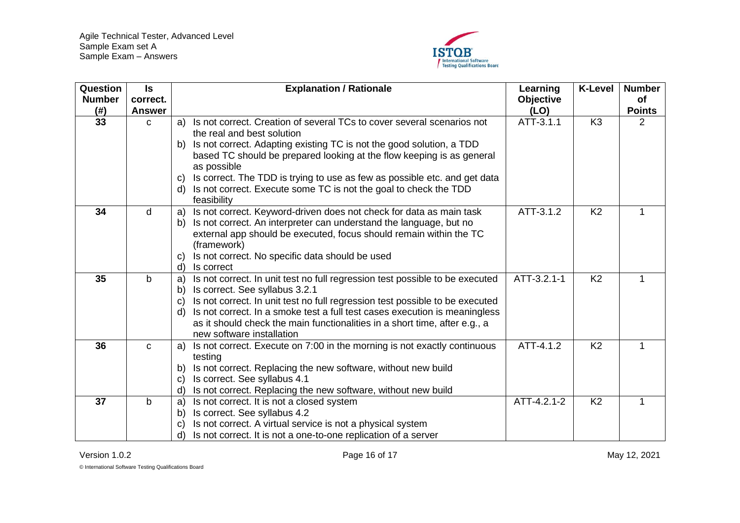| Question Number (#) | Is correct. Answer | Explanation / Rationale | Learning Objective (LO) | K-Level | Number of Points |
|---|---|---|---|---|---|
| 33 | c | a) Is not correct. Creation of several TCs to cover several scenarios not the real and best solution<br>b) Is not correct. Adapting existing TC is not the good solution, a TDD based TC should be prepared looking at the flow keeping is as general as possible<br>c) Is correct. The TDD is trying to use as few as possible etc. and get data<br>d) Is not correct. Execute some TC is not the goal to check the TDD feasibility | ATT-3.1.1 | K3 | 2 |
| 34 | d | a) Is not correct. Keyword-driven does not check for data as main task<br>b) Is not correct. An interpreter can understand the language, but no external app should be executed, focus should remain within the TC (framework)<br>c) Is not correct. No specific data should be used<br>d) Is correct | ATT-3.1.2 | K2 | 1 |
| 35 | b | a) Is not correct. In unit test no full regression test possible to be executed<br>b) Is correct. See syllabus 3.2.1<br>c) Is not correct. In unit test no full regression test possible to be executed<br>d) Is not correct. In a smoke test a full test cases execution is meaningless as it should check the main functionalities in a short time, after e.g., a new software installation | ATT-3.2.1-1 | K2 | 1 |
| 36 | c | a) Is not correct. Execute on 7:00 in the morning is not exactly continuous testing<br>b) Is not correct. Replacing the new software, without new build<br>c) Is correct. See syllabus 4.1<br>d) Is not correct. Replacing the new software, without new build | ATT-4.1.2 | K2 | 1 |
| 37 | b | a) Is not correct. It is not a closed system<br>b) Is correct. See syllabus 4.2<br>c) Is not correct. A virtual service is not a physical system<br>d) Is not correct. It is not a one-to-one replication of a server | ATT-4.2.1-2 | K2 | 1 |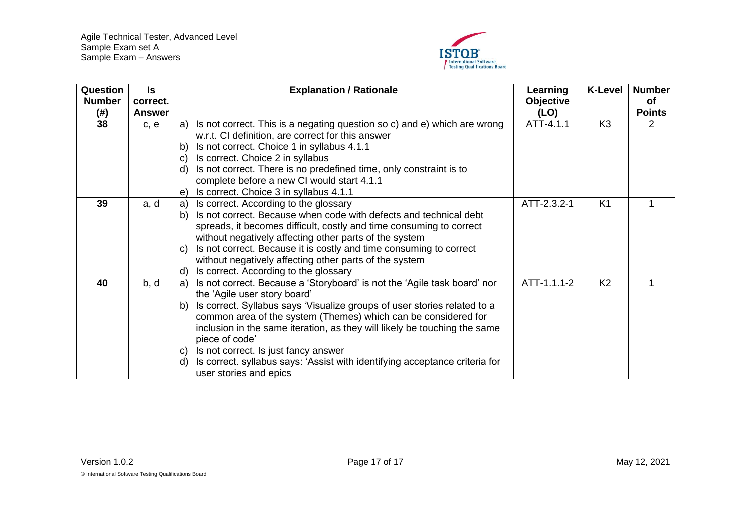| Question Number (#) | Is correct. Answer | Explanation / Rationale | Learning Objective (LO) | K-Level | Number of Points |
|---|---|---|---|---|---|
| 38 | c, e | a) Is not correct. This is a negating question so c) and e) which are wrong w.r.t. CI definition, are correct for this answer<br>b) Is not correct. Choice 1 in syllabus 4.1.1<br>c) Is correct. Choice 2 in syllabus<br>d) Is not correct. There is no predefined time, only constraint is to complete before a new CI would start 4.1.1<br>e) Is correct. Choice 3 in syllabus 4.1.1 | ATT-4.1.1 | K3 | 2 |
| 39 | a, d | a) Is correct. According to the glossary<br>b) Is not correct. Because when code with defects and technical debt spreads, it becomes difficult, costly and time consuming to correct without negatively affecting other parts of the system<br>c) Is not correct. Because it is costly and time consuming to correct without negatively affecting other parts of the system<br>d) Is correct. According to the glossary | ATT-2.3.2-1 | K1 | 1 |
| 40 | b, d | a) Is not correct. Because a 'Storyboard' is not the 'Agile task board' nor the 'Agile user story board'<br>b) Is correct. Syllabus says 'Visualize groups of user stories related to a common area of the system (Themes) which can be considered for inclusion in the same iteration, as they will likely be touching the same piece of code'<br>c) Is not correct. Is just fancy answer<br>d) Is correct. syllabus says: 'Assist with identifying acceptance criteria for user stories and epics | ATT-1.1.1-2 | K2 | 1 |